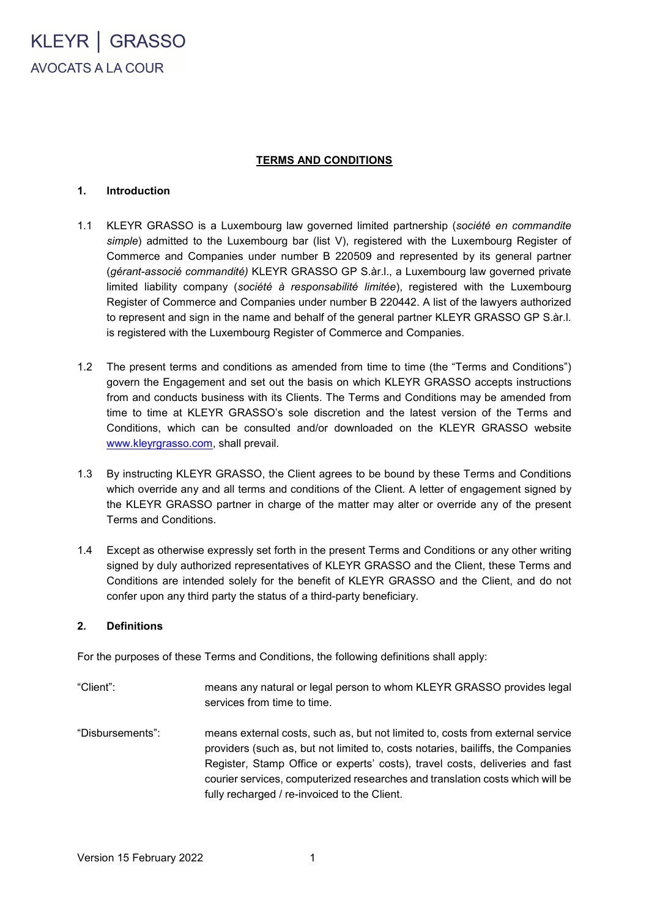KLEYR | GRASSO

AVOCATS A LA COUR

# TERMS AND CONDITIONS

## 1. Introduction

1.1 KLEYR GRASSO is a Luxembourg law governed limited partnership (*société en commandite simple*) admitted to the Luxembourg bar (list V), registered with the Luxembourg Register of Commerce and Companies under number B 220509 and represented by its general partner (*gérant-associé commandité)* KLEYR GRASSO GP S.àr.l., a Luxembourg law governed private limited liability company (*société à responsabilité limitée*), registered with the Luxembourg Register of Commerce and Companies under number B 220442. A list of the lawyers authorized to represent and sign in the name and behalf of the general partner KLEYR GRASSO GP S.àr.l. is registered with the Luxembourg Register of Commerce and Companies.

1.2 The present terms and conditions as amended from time to time (the "Terms and Conditions") govern the Engagement and set out the basis on which KLEYR GRASSO accepts instructions from and conducts business with its Clients. The Terms and Conditions may be amended from time to time at KLEYR GRASSO's sole discretion and the latest version of the Terms and Conditions, which can be consulted and/or downloaded on the KLEYR GRASSO website www.kleyrgrasso.com, shall prevail.

1.3 By instructing KLEYR GRASSO, the Client agrees to be bound by these Terms and Conditions which override any and all terms and conditions of the Client. A letter of engagement signed by the KLEYR GRASSO partner in charge of the matter may alter or override any of the present Terms and Conditions.

1.4 Except as otherwise expressly set forth in the present Terms and Conditions or any other writing signed by duly authorized representatives of KLEYR GRASSO and the Client, these Terms and Conditions are intended solely for the benefit of KLEYR GRASSO and the Client, and do not confer upon any third party the status of a third-party beneficiary.

## 2. Definitions

For the purposes of these Terms and Conditions, the following definitions shall apply:

"Client": means any natural or legal person to whom KLEYR GRASSO provides legal services from time to time.

"Disbursements": means external costs, such as, but not limited to, costs from external service providers (such as, but not limited to, costs notaries, bailiffs, the Companies Register, Stamp Office or experts' costs), travel costs, deliveries and fast courier services, computerized researches and translation costs which will be fully recharged / re-invoiced to the Client.

Version 15 February 2022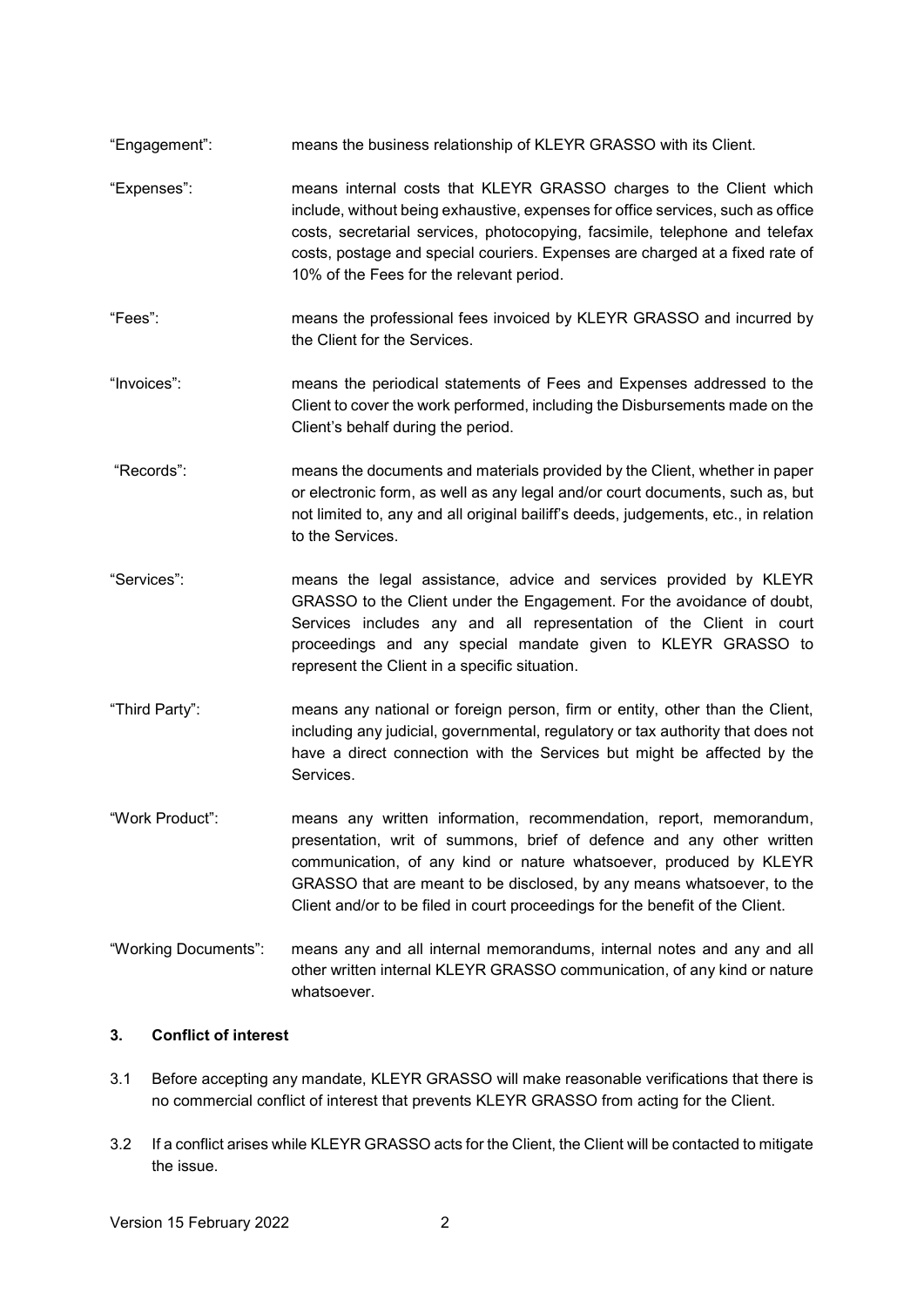"Engagement": means the business relationship of KLEYR GRASSO with its Client.

"Expenses": means internal costs that KLEYR GRASSO charges to the Client which include, without being exhaustive, expenses for office services, such as office costs, secretarial services, photocopying, facsimile, telephone and telefax costs, postage and special couriers. Expenses are charged at a fixed rate of 10% of the Fees for the relevant period.

"Fees": means the professional fees invoiced by KLEYR GRASSO and incurred by the Client for the Services.

"Invoices": means the periodical statements of Fees and Expenses addressed to the Client to cover the work performed, including the Disbursements made on the Client's behalf during the period.

"Records": means the documents and materials provided by the Client, whether in paper or electronic form, as well as any legal and/or court documents, such as, but not limited to, any and all original bailiff's deeds, judgements, etc., in relation to the Services.

"Services": means the legal assistance, advice and services provided by KLEYR GRASSO to the Client under the Engagement. For the avoidance of doubt, Services includes any and all representation of the Client in court proceedings and any special mandate given to KLEYR GRASSO to represent the Client in a specific situation.

"Third Party": means any national or foreign person, firm or entity, other than the Client, including any judicial, governmental, regulatory or tax authority that does not have a direct connection with the Services but might be affected by the Services.

"Work Product": means any written information, recommendation, report, memorandum, presentation, writ of summons, brief of defence and any other written communication, of any kind or nature whatsoever, produced by KLEYR GRASSO that are meant to be disclosed, by any means whatsoever, to the Client and/or to be filed in court proceedings for the benefit of the Client.

"Working Documents": means any and all internal memorandums, internal notes and any and all other written internal KLEYR GRASSO communication, of any kind or nature whatsoever.

## 3. Conflict of interest

3.1 Before accepting any mandate, KLEYR GRASSO will make reasonable verifications that there is no commercial conflict of interest that prevents KLEYR GRASSO from acting for the Client.

3.2 If a conflict arises while KLEYR GRASSO acts for the Client, the Client will be contacted to mitigate the issue.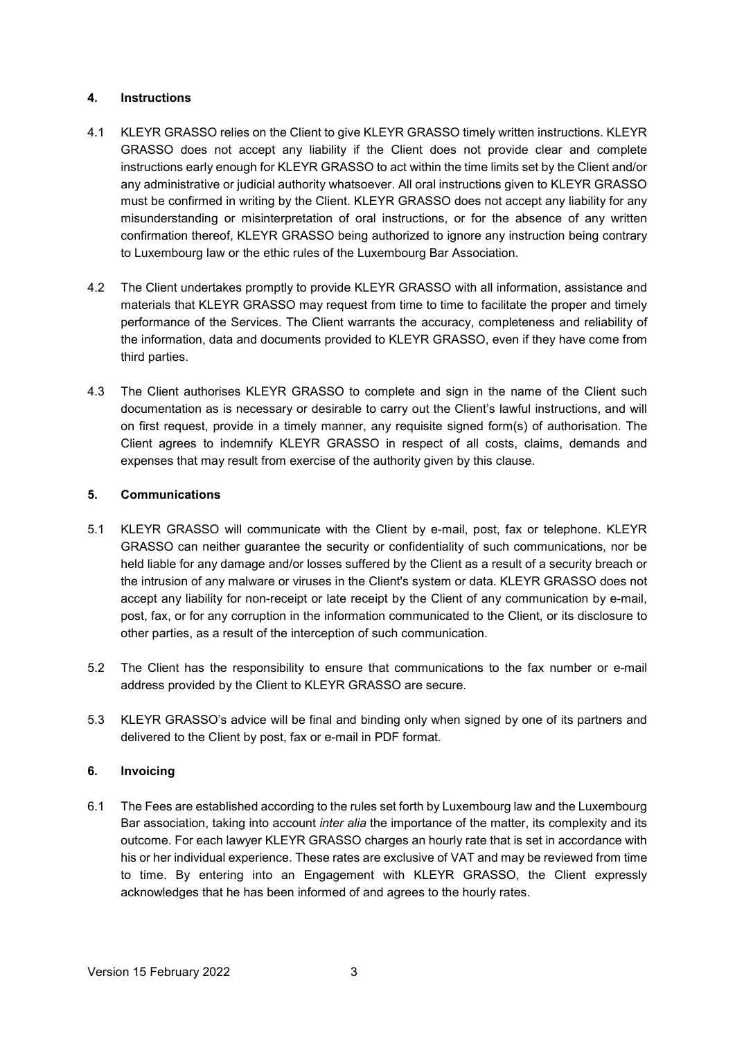## 4. Instructions

4.1 KLEYR GRASSO relies on the Client to give KLEYR GRASSO timely written instructions. KLEYR GRASSO does not accept any liability if the Client does not provide clear and complete instructions early enough for KLEYR GRASSO to act within the time limits set by the Client and/or any administrative or judicial authority whatsoever. All oral instructions given to KLEYR GRASSO must be confirmed in writing by the Client. KLEYR GRASSO does not accept any liability for any misunderstanding or misinterpretation of oral instructions, or for the absence of any written confirmation thereof, KLEYR GRASSO being authorized to ignore any instruction being contrary to Luxembourg law or the ethic rules of the Luxembourg Bar Association.

4.2 The Client undertakes promptly to provide KLEYR GRASSO with all information, assistance and materials that KLEYR GRASSO may request from time to time to facilitate the proper and timely performance of the Services. The Client warrants the accuracy, completeness and reliability of the information, data and documents provided to KLEYR GRASSO, even if they have come from third parties.

4.3 The Client authorises KLEYR GRASSO to complete and sign in the name of the Client such documentation as is necessary or desirable to carry out the Client's lawful instructions, and will on first request, provide in a timely manner, any requisite signed form(s) of authorisation. The Client agrees to indemnify KLEYR GRASSO in respect of all costs, claims, demands and expenses that may result from exercise of the authority given by this clause.

## 5. Communications

5.1 KLEYR GRASSO will communicate with the Client by e-mail, post, fax or telephone. KLEYR GRASSO can neither guarantee the security or confidentiality of such communications, nor be held liable for any damage and/or losses suffered by the Client as a result of a security breach or the intrusion of any malware or viruses in the Client's system or data. KLEYR GRASSO does not accept any liability for non-receipt or late receipt by the Client of any communication by e-mail, post, fax, or for any corruption in the information communicated to the Client, or its disclosure to other parties, as a result of the interception of such communication.

5.2 The Client has the responsibility to ensure that communications to the fax number or e-mail address provided by the Client to KLEYR GRASSO are secure.

5.3 KLEYR GRASSO's advice will be final and binding only when signed by one of its partners and delivered to the Client by post, fax or e-mail in PDF format.

## 6. Invoicing

6.1 The Fees are established according to the rules set forth by Luxembourg law and the Luxembourg Bar association, taking into account *inter alia* the importance of the matter, its complexity and its outcome. For each lawyer KLEYR GRASSO charges an hourly rate that is set in accordance with his or her individual experience. These rates are exclusive of VAT and may be reviewed from time to time. By entering into an Engagement with KLEYR GRASSO, the Client expressly acknowledges that he has been informed of and agrees to the hourly rates.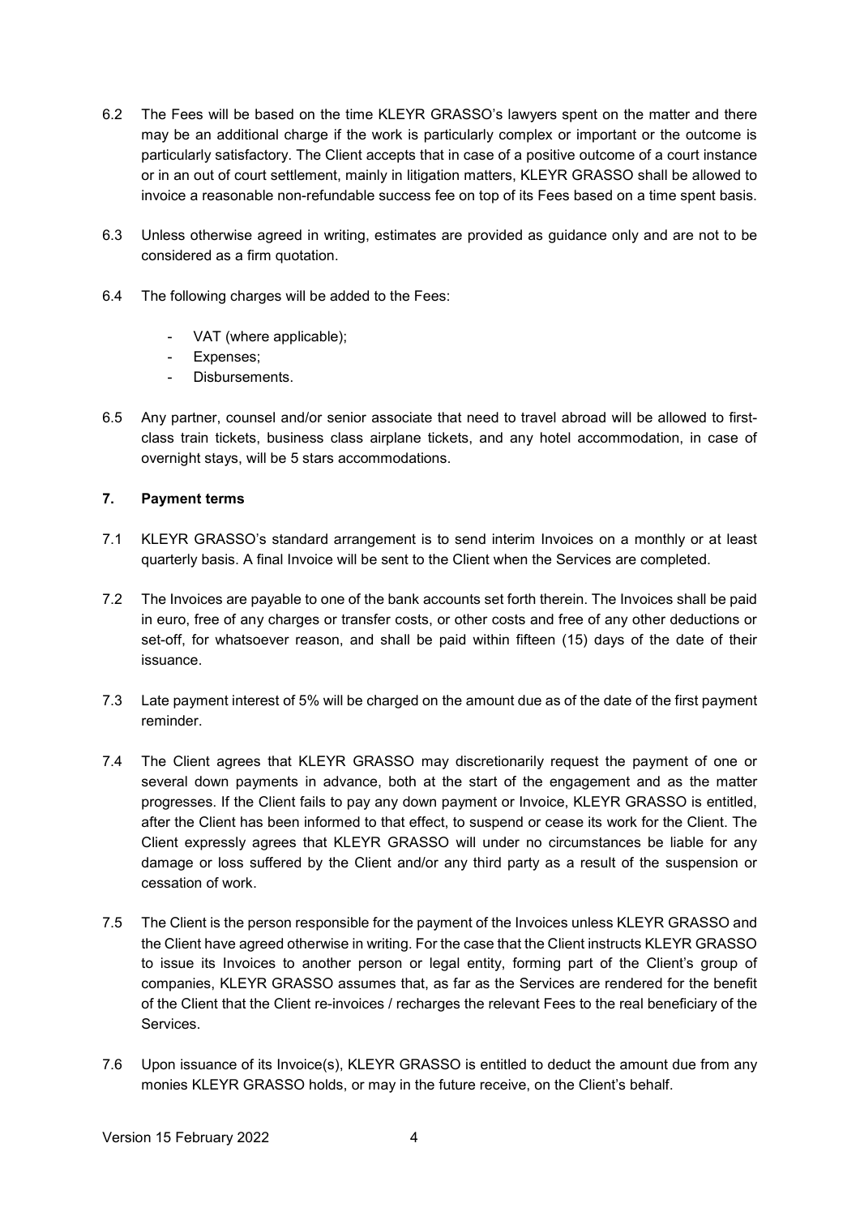6.2 The Fees will be based on the time KLEYR GRASSO's lawyers spent on the matter and there may be an additional charge if the work is particularly complex or important or the outcome is particularly satisfactory. The Client accepts that in case of a positive outcome of a court instance or in an out of court settlement, mainly in litigation matters, KLEYR GRASSO shall be allowed to invoice a reasonable non-refundable success fee on top of its Fees based on a time spent basis.

6.3 Unless otherwise agreed in writing, estimates are provided as guidance only and are not to be considered as a firm quotation.

6.4 The following charges will be added to the Fees:

- VAT (where applicable);
- Expenses;
- Disbursements.

6.5 Any partner, counsel and/or senior associate that need to travel abroad will be allowed to first-class train tickets, business class airplane tickets, and any hotel accommodation, in case of overnight stays, will be 5 stars accommodations.

## 7. Payment terms

7.1 KLEYR GRASSO's standard arrangement is to send interim Invoices on a monthly or at least quarterly basis. A final Invoice will be sent to the Client when the Services are completed.

7.2 The Invoices are payable to one of the bank accounts set forth therein. The Invoices shall be paid in euro, free of any charges or transfer costs, or other costs and free of any other deductions or set-off, for whatsoever reason, and shall be paid within fifteen (15) days of the date of their issuance.

7.3 Late payment interest of 5% will be charged on the amount due as of the date of the first payment reminder.

7.4 The Client agrees that KLEYR GRASSO may discretionarily request the payment of one or several down payments in advance, both at the start of the engagement and as the matter progresses. If the Client fails to pay any down payment or Invoice, KLEYR GRASSO is entitled, after the Client has been informed to that effect, to suspend or cease its work for the Client. The Client expressly agrees that KLEYR GRASSO will under no circumstances be liable for any damage or loss suffered by the Client and/or any third party as a result of the suspension or cessation of work.

7.5 The Client is the person responsible for the payment of the Invoices unless KLEYR GRASSO and the Client have agreed otherwise in writing. For the case that the Client instructs KLEYR GRASSO to issue its Invoices to another person or legal entity, forming part of the Client's group of companies, KLEYR GRASSO assumes that, as far as the Services are rendered for the benefit of the Client that the Client re-invoices / recharges the relevant Fees to the real beneficiary of the Services.

7.6 Upon issuance of its Invoice(s), KLEYR GRASSO is entitled to deduct the amount due from any monies KLEYR GRASSO holds, or may in the future receive, on the Client's behalf.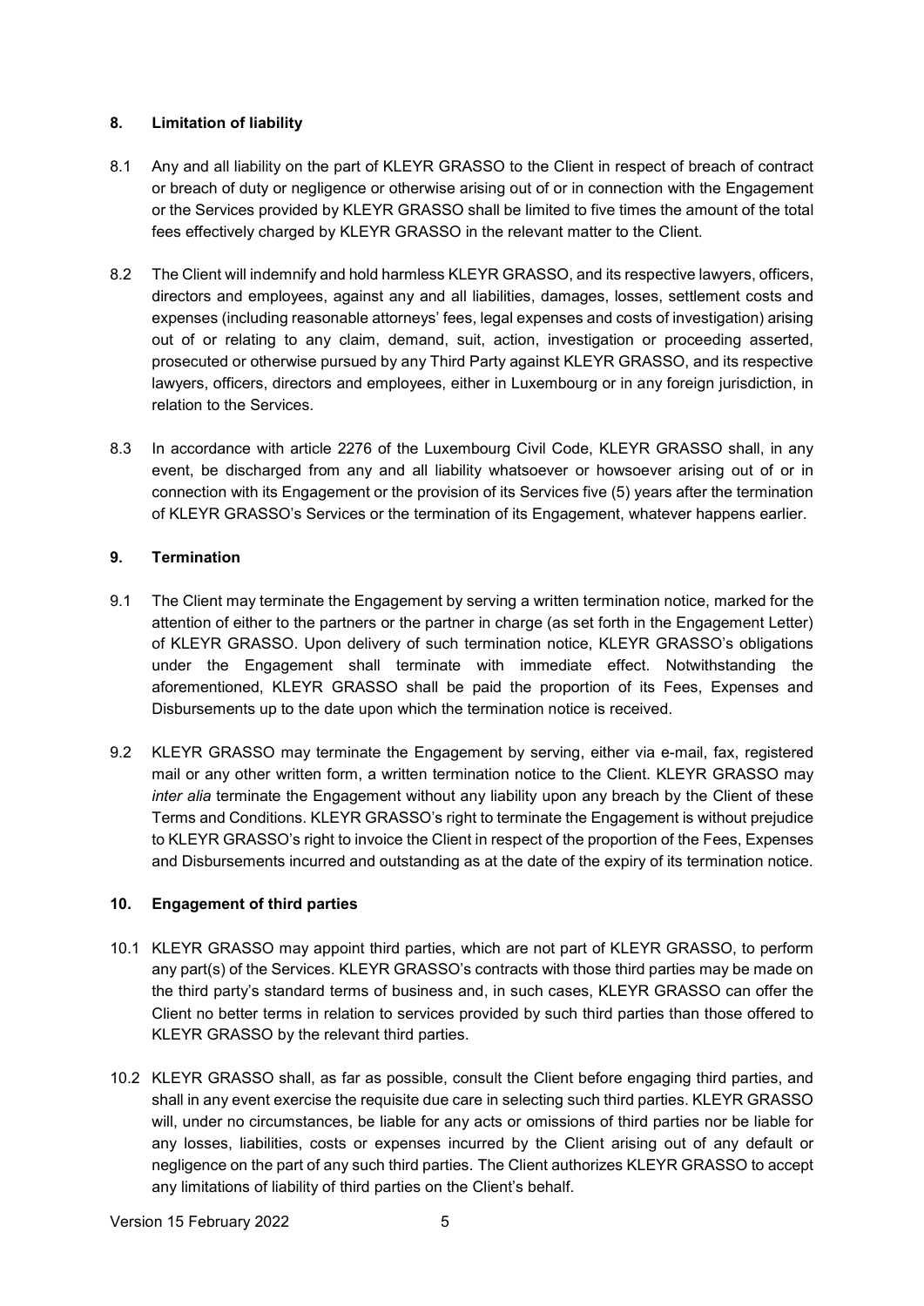## 8. Limitation of liability

8.1 Any and all liability on the part of KLEYR GRASSO to the Client in respect of breach of contract or breach of duty or negligence or otherwise arising out of or in connection with the Engagement or the Services provided by KLEYR GRASSO shall be limited to five times the amount of the total fees effectively charged by KLEYR GRASSO in the relevant matter to the Client.

8.2 The Client will indemnify and hold harmless KLEYR GRASSO, and its respective lawyers, officers, directors and employees, against any and all liabilities, damages, losses, settlement costs and expenses (including reasonable attorneys' fees, legal expenses and costs of investigation) arising out of or relating to any claim, demand, suit, action, investigation or proceeding asserted, prosecuted or otherwise pursued by any Third Party against KLEYR GRASSO, and its respective lawyers, officers, directors and employees, either in Luxembourg or in any foreign jurisdiction, in relation to the Services.

8.3 In accordance with article 2276 of the Luxembourg Civil Code, KLEYR GRASSO shall, in any event, be discharged from any and all liability whatsoever or howsoever arising out of or in connection with its Engagement or the provision of its Services five (5) years after the termination of KLEYR GRASSO's Services or the termination of its Engagement, whatever happens earlier.

## 9. Termination

9.1 The Client may terminate the Engagement by serving a written termination notice, marked for the attention of either to the partners or the partner in charge (as set forth in the Engagement Letter) of KLEYR GRASSO. Upon delivery of such termination notice, KLEYR GRASSO's obligations under the Engagement shall terminate with immediate effect. Notwithstanding the aforementioned, KLEYR GRASSO shall be paid the proportion of its Fees, Expenses and Disbursements up to the date upon which the termination notice is received.

9.2 KLEYR GRASSO may terminate the Engagement by serving, either via e-mail, fax, registered mail or any other written form, a written termination notice to the Client. KLEYR GRASSO may *inter alia* terminate the Engagement without any liability upon any breach by the Client of these Terms and Conditions. KLEYR GRASSO's right to terminate the Engagement is without prejudice to KLEYR GRASSO's right to invoice the Client in respect of the proportion of the Fees, Expenses and Disbursements incurred and outstanding as at the date of the expiry of its termination notice.

## 10. Engagement of third parties

10.1 KLEYR GRASSO may appoint third parties, which are not part of KLEYR GRASSO, to perform any part(s) of the Services. KLEYR GRASSO's contracts with those third parties may be made on the third party's standard terms of business and, in such cases, KLEYR GRASSO can offer the Client no better terms in relation to services provided by such third parties than those offered to KLEYR GRASSO by the relevant third parties.

10.2 KLEYR GRASSO shall, as far as possible, consult the Client before engaging third parties, and shall in any event exercise the requisite due care in selecting such third parties. KLEYR GRASSO will, under no circumstances, be liable for any acts or omissions of third parties nor be liable for any losses, liabilities, costs or expenses incurred by the Client arising out of any default or negligence on the part of any such third parties. The Client authorizes KLEYR GRASSO to accept any limitations of liability of third parties on the Client's behalf.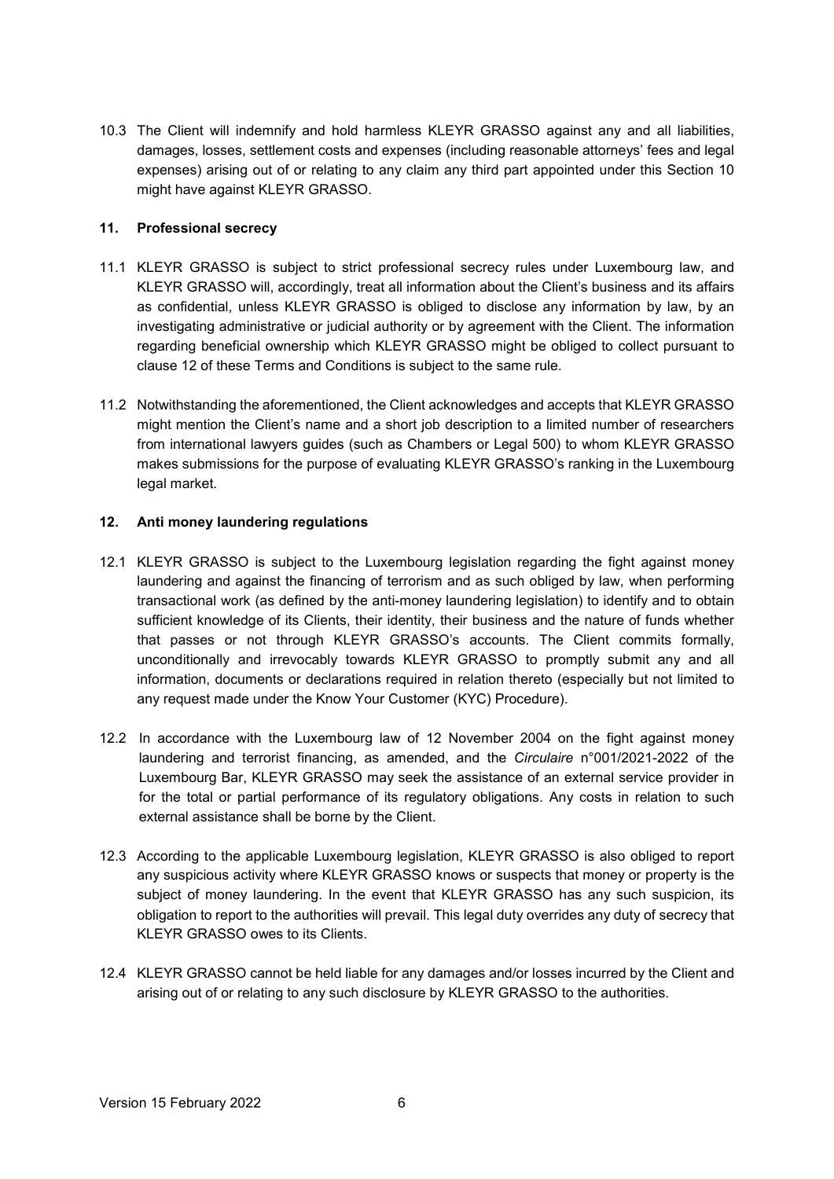10.3 The Client will indemnify and hold harmless KLEYR GRASSO against any and all liabilities, damages, losses, settlement costs and expenses (including reasonable attorneys' fees and legal expenses) arising out of or relating to any claim any third part appointed under this Section 10 might have against KLEYR GRASSO.

## 11. Professional secrecy

11.1 KLEYR GRASSO is subject to strict professional secrecy rules under Luxembourg law, and KLEYR GRASSO will, accordingly, treat all information about the Client's business and its affairs as confidential, unless KLEYR GRASSO is obliged to disclose any information by law, by an investigating administrative or judicial authority or by agreement with the Client. The information regarding beneficial ownership which KLEYR GRASSO might be obliged to collect pursuant to clause 12 of these Terms and Conditions is subject to the same rule.

11.2 Notwithstanding the aforementioned, the Client acknowledges and accepts that KLEYR GRASSO might mention the Client's name and a short job description to a limited number of researchers from international lawyers guides (such as Chambers or Legal 500) to whom KLEYR GRASSO makes submissions for the purpose of evaluating KLEYR GRASSO's ranking in the Luxembourg legal market.

## 12. Anti money laundering regulations

12.1 KLEYR GRASSO is subject to the Luxembourg legislation regarding the fight against money laundering and against the financing of terrorism and as such obliged by law, when performing transactional work (as defined by the anti-money laundering legislation) to identify and to obtain sufficient knowledge of its Clients, their identity, their business and the nature of funds whether that passes or not through KLEYR GRASSO's accounts. The Client commits formally, unconditionally and irrevocably towards KLEYR GRASSO to promptly submit any and all information, documents or declarations required in relation thereto (especially but not limited to any request made under the Know Your Customer (KYC) Procedure).

12.2 In accordance with the Luxembourg law of 12 November 2004 on the fight against money laundering and terrorist financing, as amended, and the *Circulaire* n°001/2021-2022 of the Luxembourg Bar, KLEYR GRASSO may seek the assistance of an external service provider in for the total or partial performance of its regulatory obligations. Any costs in relation to such external assistance shall be borne by the Client.

12.3 According to the applicable Luxembourg legislation, KLEYR GRASSO is also obliged to report any suspicious activity where KLEYR GRASSO knows or suspects that money or property is the subject of money laundering. In the event that KLEYR GRASSO has any such suspicion, its obligation to report to the authorities will prevail. This legal duty overrides any duty of secrecy that KLEYR GRASSO owes to its Clients.

12.4 KLEYR GRASSO cannot be held liable for any damages and/or losses incurred by the Client and arising out of or relating to any such disclosure by KLEYR GRASSO to the authorities.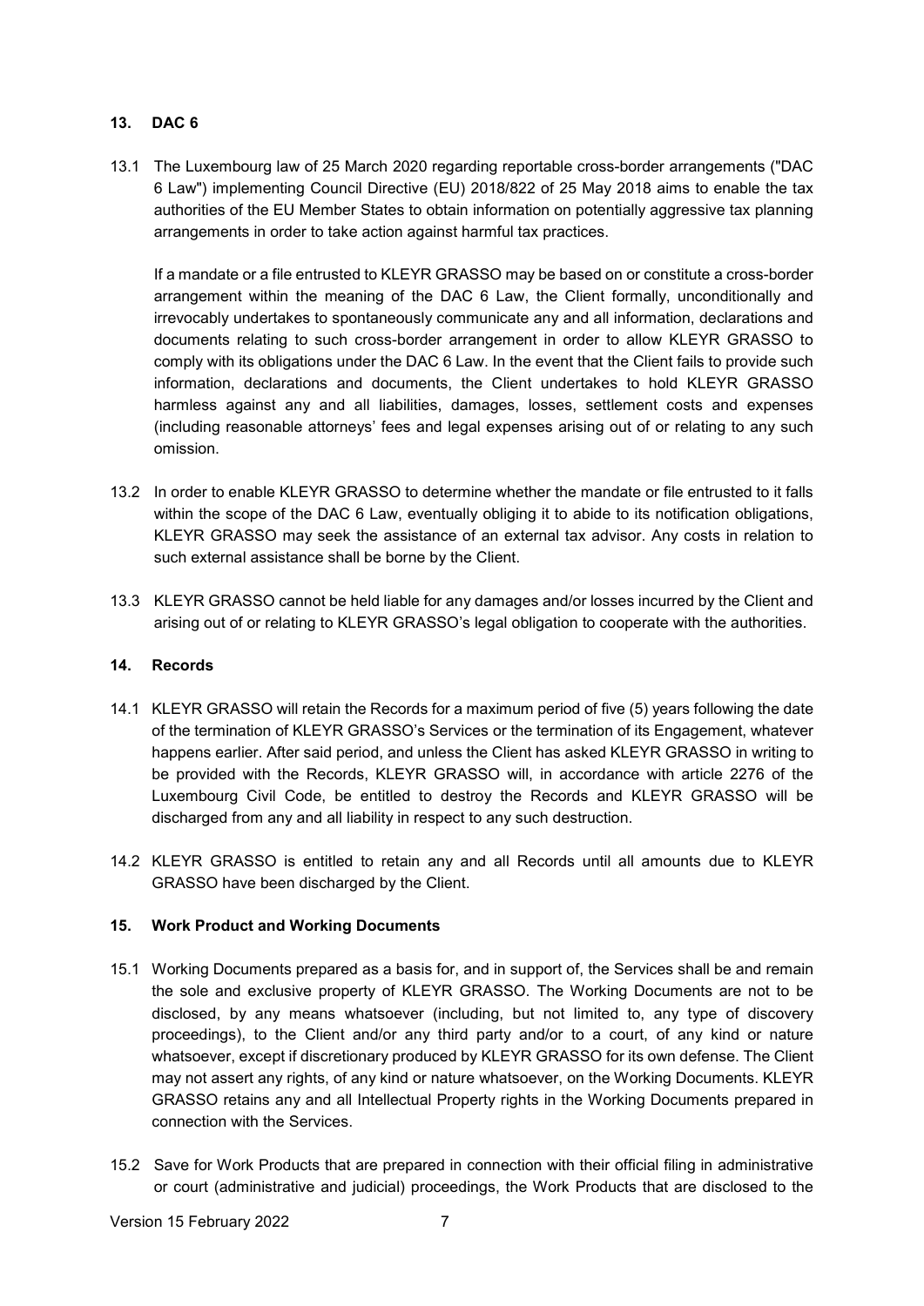## 13. DAC 6

13.1 The Luxembourg law of 25 March 2020 regarding reportable cross-border arrangements ("DAC 6 Law") implementing Council Directive (EU) 2018/822 of 25 May 2018 aims to enable the tax authorities of the EU Member States to obtain information on potentially aggressive tax planning arrangements in order to take action against harmful tax practices.

If a mandate or a file entrusted to KLEYR GRASSO may be based on or constitute a cross-border arrangement within the meaning of the DAC 6 Law, the Client formally, unconditionally and irrevocably undertakes to spontaneously communicate any and all information, declarations and documents relating to such cross-border arrangement in order to allow KLEYR GRASSO to comply with its obligations under the DAC 6 Law. In the event that the Client fails to provide such information, declarations and documents, the Client undertakes to hold KLEYR GRASSO harmless against any and all liabilities, damages, losses, settlement costs and expenses (including reasonable attorneys' fees and legal expenses arising out of or relating to any such omission.

13.2 In order to enable KLEYR GRASSO to determine whether the mandate or file entrusted to it falls within the scope of the DAC 6 Law, eventually obliging it to abide to its notification obligations, KLEYR GRASSO may seek the assistance of an external tax advisor. Any costs in relation to such external assistance shall be borne by the Client.

13.3 KLEYR GRASSO cannot be held liable for any damages and/or losses incurred by the Client and arising out of or relating to KLEYR GRASSO's legal obligation to cooperate with the authorities.

## 14. Records

14.1 KLEYR GRASSO will retain the Records for a maximum period of five (5) years following the date of the termination of KLEYR GRASSO's Services or the termination of its Engagement, whatever happens earlier. After said period, and unless the Client has asked KLEYR GRASSO in writing to be provided with the Records, KLEYR GRASSO will, in accordance with article 2276 of the Luxembourg Civil Code, be entitled to destroy the Records and KLEYR GRASSO will be discharged from any and all liability in respect to any such destruction.

14.2 KLEYR GRASSO is entitled to retain any and all Records until all amounts due to KLEYR GRASSO have been discharged by the Client.

## 15. Work Product and Working Documents

15.1 Working Documents prepared as a basis for, and in support of, the Services shall be and remain the sole and exclusive property of KLEYR GRASSO. The Working Documents are not to be disclosed, by any means whatsoever (including, but not limited to, any type of discovery proceedings), to the Client and/or any third party and/or to a court, of any kind or nature whatsoever, except if discretionary produced by KLEYR GRASSO for its own defense. The Client may not assert any rights, of any kind or nature whatsoever, on the Working Documents. KLEYR GRASSO retains any and all Intellectual Property rights in the Working Documents prepared in connection with the Services.

15.2 Save for Work Products that are prepared in connection with their official filing in administrative or court (administrative and judicial) proceedings, the Work Products that are disclosed to the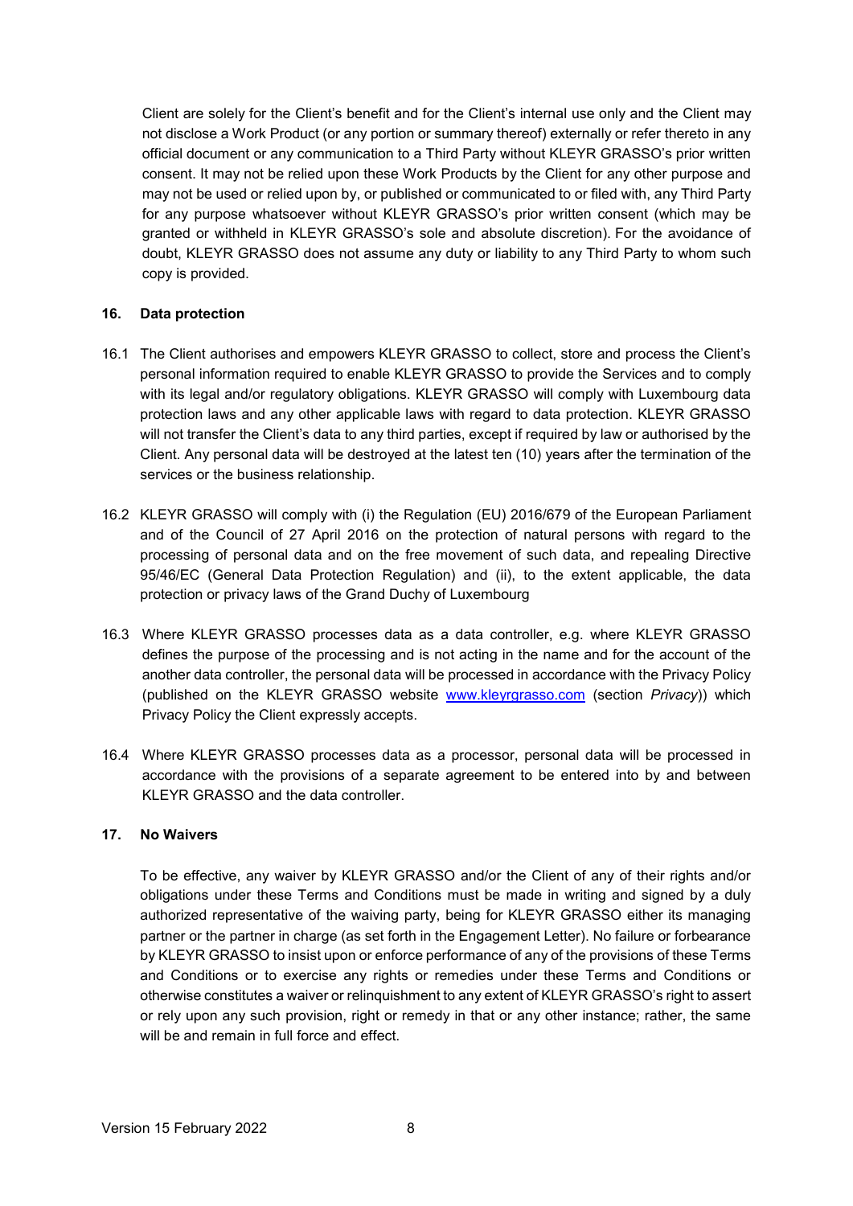Client are solely for the Client's benefit and for the Client's internal use only and the Client may not disclose a Work Product (or any portion or summary thereof) externally or refer thereto in any official document or any communication to a Third Party without KLEYR GRASSO's prior written consent. It may not be relied upon these Work Products by the Client for any other purpose and may not be used or relied upon by, or published or communicated to or filed with, any Third Party for any purpose whatsoever without KLEYR GRASSO's prior written consent (which may be granted or withheld in KLEYR GRASSO's sole and absolute discretion). For the avoidance of doubt, KLEYR GRASSO does not assume any duty or liability to any Third Party to whom such copy is provided.

## 16. Data protection

16.1 The Client authorises and empowers KLEYR GRASSO to collect, store and process the Client's personal information required to enable KLEYR GRASSO to provide the Services and to comply with its legal and/or regulatory obligations. KLEYR GRASSO will comply with Luxembourg data protection laws and any other applicable laws with regard to data protection. KLEYR GRASSO will not transfer the Client's data to any third parties, except if required by law or authorised by the Client. Any personal data will be destroyed at the latest ten (10) years after the termination of the services or the business relationship.

16.2 KLEYR GRASSO will comply with (i) the Regulation (EU) 2016/679 of the European Parliament and of the Council of 27 April 2016 on the protection of natural persons with regard to the processing of personal data and on the free movement of such data, and repealing Directive 95/46/EC (General Data Protection Regulation) and (ii), to the extent applicable, the data protection or privacy laws of the Grand Duchy of Luxembourg

16.3 Where KLEYR GRASSO processes data as a data controller, e.g. where KLEYR GRASSO defines the purpose of the processing and is not acting in the name and for the account of the another data controller, the personal data will be processed in accordance with the Privacy Policy (published on the KLEYR GRASSO website www.kleyrgrasso.com (section *Privacy*)) which Privacy Policy the Client expressly accepts.

16.4 Where KLEYR GRASSO processes data as a processor, personal data will be processed in accordance with the provisions of a separate agreement to be entered into by and between KLEYR GRASSO and the data controller.

## 17. No Waivers

To be effective, any waiver by KLEYR GRASSO and/or the Client of any of their rights and/or obligations under these Terms and Conditions must be made in writing and signed by a duly authorized representative of the waiving party, being for KLEYR GRASSO either its managing partner or the partner in charge (as set forth in the Engagement Letter). No failure or forbearance by KLEYR GRASSO to insist upon or enforce performance of any of the provisions of these Terms and Conditions or to exercise any rights or remedies under these Terms and Conditions or otherwise constitutes a waiver or relinquishment to any extent of KLEYR GRASSO's right to assert or rely upon any such provision, right or remedy in that or any other instance; rather, the same will be and remain in full force and effect.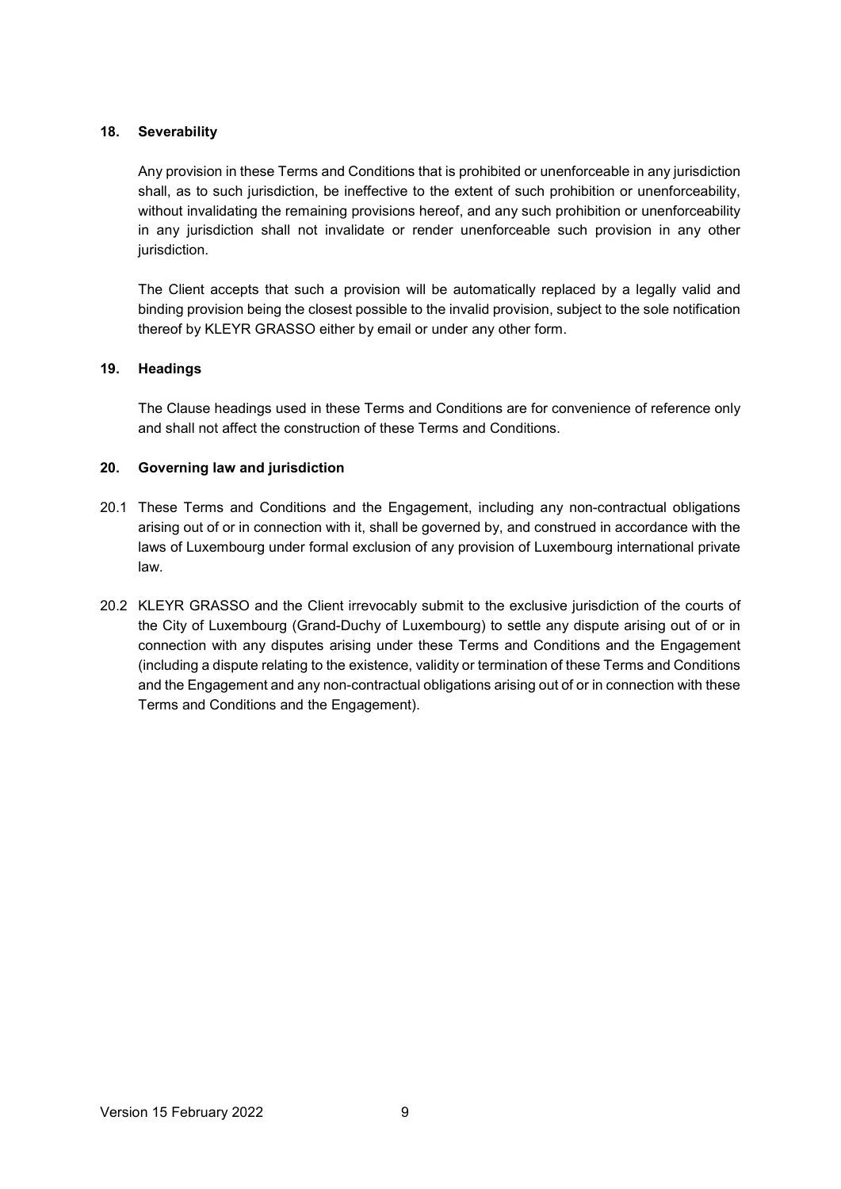## 18. Severability

Any provision in these Terms and Conditions that is prohibited or unenforceable in any jurisdiction shall, as to such jurisdiction, be ineffective to the extent of such prohibition or unenforceability, without invalidating the remaining provisions hereof, and any such prohibition or unenforceability in any jurisdiction shall not invalidate or render unenforceable such provision in any other jurisdiction.

The Client accepts that such a provision will be automatically replaced by a legally valid and binding provision being the closest possible to the invalid provision, subject to the sole notification thereof by KLEYR GRASSO either by email or under any other form.

## 19. Headings

The Clause headings used in these Terms and Conditions are for convenience of reference only and shall not affect the construction of these Terms and Conditions.

## 20. Governing law and jurisdiction

20.1 These Terms and Conditions and the Engagement, including any non-contractual obligations arising out of or in connection with it, shall be governed by, and construed in accordance with the laws of Luxembourg under formal exclusion of any provision of Luxembourg international private law.

20.2 KLEYR GRASSO and the Client irrevocably submit to the exclusive jurisdiction of the courts of the City of Luxembourg (Grand-Duchy of Luxembourg) to settle any dispute arising out of or in connection with any disputes arising under these Terms and Conditions and the Engagement (including a dispute relating to the existence, validity or termination of these Terms and Conditions and the Engagement and any non-contractual obligations arising out of or in connection with these Terms and Conditions and the Engagement).

Version 15 February 2022